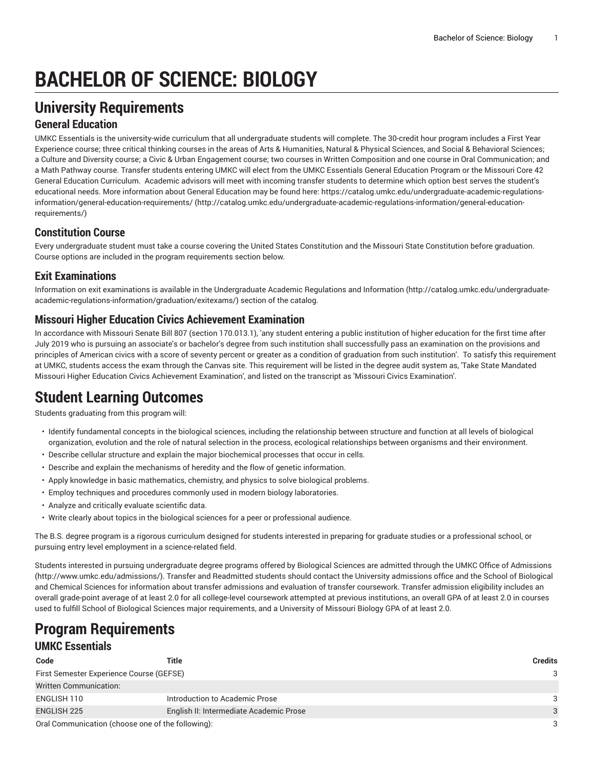# BACHELOR OF SCIENCE: BIOLOGY

## University Requirements

### General Education

UMKC Essentials is the university-wide curriculum that all undergraduate students will complete. The 30-credit hour program includes a First Year Experience course; three critical thinking courses in the areas of Arts & Humanities, Natural & Physical Sciences, and Social & Behavioral Sciences; a Culture and Diversity course; a Civic & Urban Engagement course; two courses in Written Composition and one course in Oral Communication; and a Math Pathway course. Transfer students entering UMKC will elect from the UMKC Essentials General Education Program or the Missouri Core 42 General Education Curriculum. Academic advisors will meet with incoming transfer students to determine which option best serves the student's educational needs. More information about General Education may be found here: https://catalog.umkc.edu/undergraduate-academic-regulations-information/general-education-requirements/ (http://catalog.umkc.edu/undergraduate-academic-regulations-information/general-education-requirements/)

### Constitution Course

Every undergraduate student must take a course covering the United States Constitution and the Missouri State Constitution before graduation. Course options are included in the program requirements section below.

### Exit Examinations

Information on exit examinations is available in the Undergraduate Academic Regulations and Information (http://catalog.umkc.edu/undergraduate-academic-regulations-information/graduation/exitexams/) section of the catalog.

### Missouri Higher Education Civics Achievement Examination

In accordance with Missouri Senate Bill 807 (section 170.013.1), 'any student entering a public institution of higher education for the first time after July 2019 who is pursuing an associate's or bachelor's degree from such institution shall successfully pass an examination on the provisions and principles of American civics with a score of seventy percent or greater as a condition of graduation from such institution'. To satisfy this requirement at UMKC, students access the exam through the Canvas site. This requirement will be listed in the degree audit system as, 'Take State Mandated Missouri Higher Education Civics Achievement Examination', and listed on the transcript as 'Missouri Civics Examination'.

## Student Learning Outcomes

Students graduating from this program will:

- Identify fundamental concepts in the biological sciences, including the relationship between structure and function at all levels of biological organization, evolution and the role of natural selection in the process, ecological relationships between organisms and their environment.
- Describe cellular structure and explain the major biochemical processes that occur in cells.
- Describe and explain the mechanisms of heredity and the flow of genetic information.
- Apply knowledge in basic mathematics, chemistry, and physics to solve biological problems.
- Employ techniques and procedures commonly used in modern biology laboratories.
- Analyze and critically evaluate scientific data.
- Write clearly about topics in the biological sciences for a peer or professional audience.

The B.S. degree program is a rigorous curriculum designed for students interested in preparing for graduate studies or a professional school, or pursuing entry level employment in a science-related field.

Students interested in pursuing undergraduate degree programs offered by Biological Sciences are admitted through the UMKC Office of Admissions (http://www.umkc.edu/admissions/). Transfer and Readmitted students should contact the University admissions office and the School of Biological and Chemical Sciences for information about transfer admissions and evaluation of transfer coursework. Transfer admission eligibility includes an overall grade-point average of at least 2.0 for all college-level coursework attempted at previous institutions, an overall GPA of at least 2.0 in courses used to fulfill School of Biological Sciences major requirements, and a University of Missouri Biology GPA of at least 2.0.

## Program Requirements

### UMKC Essentials

| Code | Title | Credits |
|---|---|---|
| First Semester Experience Course (GEFSE) | | 3 |
| Written Communication: | | |
| ENGLISH 110 | Introduction to Academic Prose | 3 |
| ENGLISH 225 | English II: Intermediate Academic Prose | 3 |
| Oral Communication (choose one of the following): | | 3 |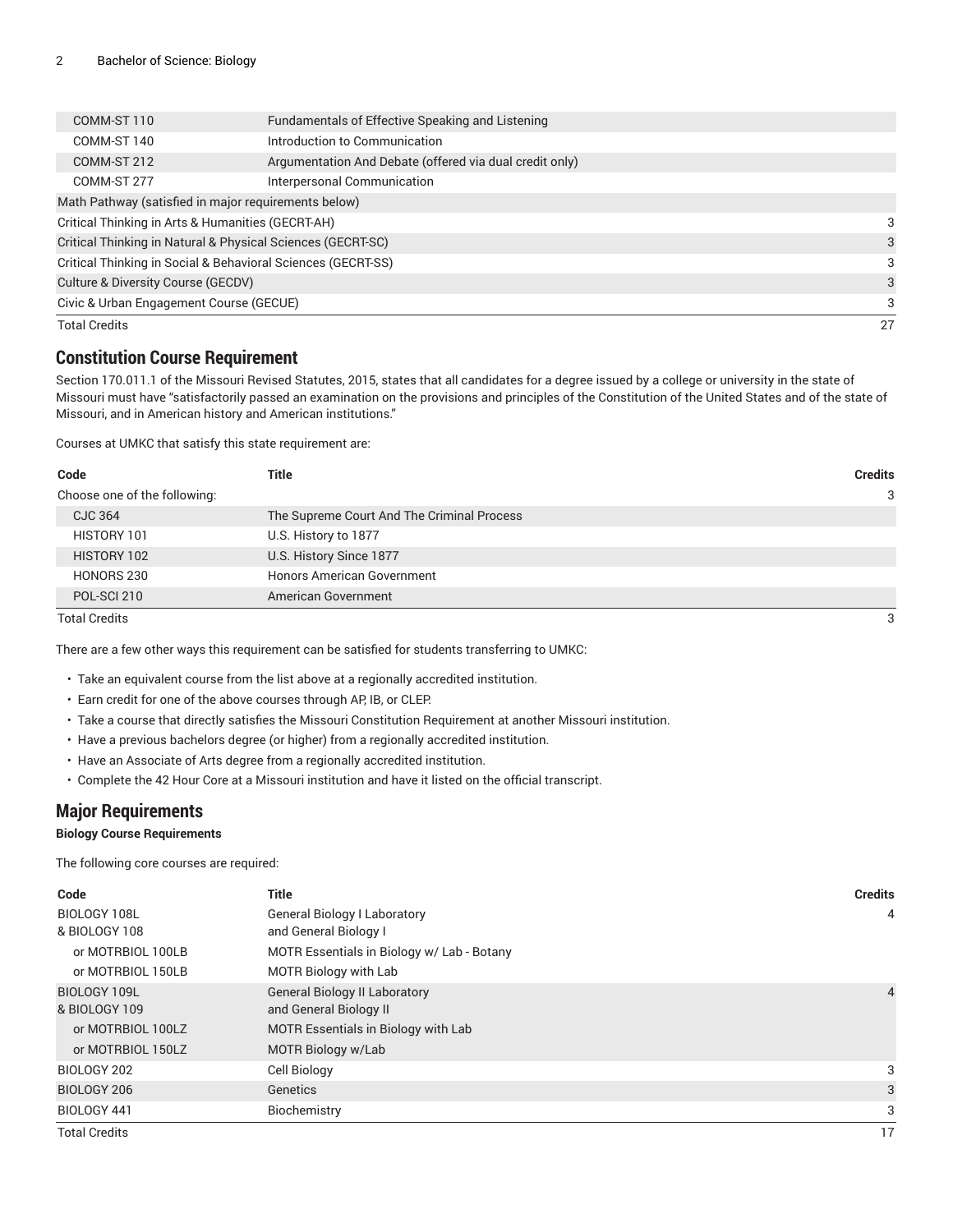| | | |
|---|---|---|
| COMM-ST 110 | Fundamentals of Effective Speaking and Listening | |
| COMM-ST 140 | Introduction to Communication | |
| COMM-ST 212 | Argumentation And Debate (offered via dual credit only) | |
| COMM-ST 277 | Interpersonal Communication | |
| Math Pathway (satisfied in major requirements below) | | |
| Critical Thinking in Arts & Humanities (GECRT-AH) | | 3 |
| Critical Thinking in Natural & Physical Sciences (GECRT-SC) | | 3 |
| Critical Thinking in Social & Behavioral Sciences (GECRT-SS) | | 3 |
| Culture & Diversity Course (GECDV) | | 3 |
| Civic & Urban Engagement Course (GECUE) | | 3 |
| Total Credits | | 27 |

## Constitution Course Requirement

Section 170.011.1 of the Missouri Revised Statutes, 2015, states that all candidates for a degree issued by a college or university in the state of Missouri must have "satisfactorily passed an examination on the provisions and principles of the Constitution of the United States and of the state of Missouri, and in American history and American institutions."

Courses at UMKC that satisfy this state requirement are:

| Code | Title | Credits |
|---|---|---|
| Choose one of the following: | | 3 |
| CJC 364 | The Supreme Court And The Criminal Process | |
| HISTORY 101 | U.S. History to 1877 | |
| HISTORY 102 | U.S. History Since 1877 | |
| HONORS 230 | Honors American Government | |
| POL-SCI 210 | American Government | |
| Total Credits | | 3 |

There are a few other ways this requirement can be satisfied for students transferring to UMKC:

- Take an equivalent course from the list above at a regionally accredited institution.
- Earn credit for one of the above courses through AP, IB, or CLEP.
- Take a course that directly satisfies the Missouri Constitution Requirement at another Missouri institution.
- Have a previous bachelors degree (or higher) from a regionally accredited institution.
- Have an Associate of Arts degree from a regionally accredited institution.
- Complete the 42 Hour Core at a Missouri institution and have it listed on the official transcript.

## Major Requirements

**Biology Course Requirements**

The following core courses are required:

| Code | Title | Credits |
|---|---|---|
| BIOLOGY 108L & BIOLOGY 108 | General Biology I Laboratory and General Biology I | 4 |
| or MOTRBIOL 100LB | MOTR Essentials in Biology w/ Lab - Botany | |
| or MOTRBIOL 150LB | MOTR Biology with Lab | |
| BIOLOGY 109L & BIOLOGY 109 | General Biology II Laboratory and General Biology II | 4 |
| or MOTRBIOL 100LZ | MOTR Essentials in Biology with Lab | |
| or MOTRBIOL 150LZ | MOTR Biology w/Lab | |
| BIOLOGY 202 | Cell Biology | 3 |
| BIOLOGY 206 | Genetics | 3 |
| BIOLOGY 441 | Biochemistry | 3 |
| Total Credits | | 17 |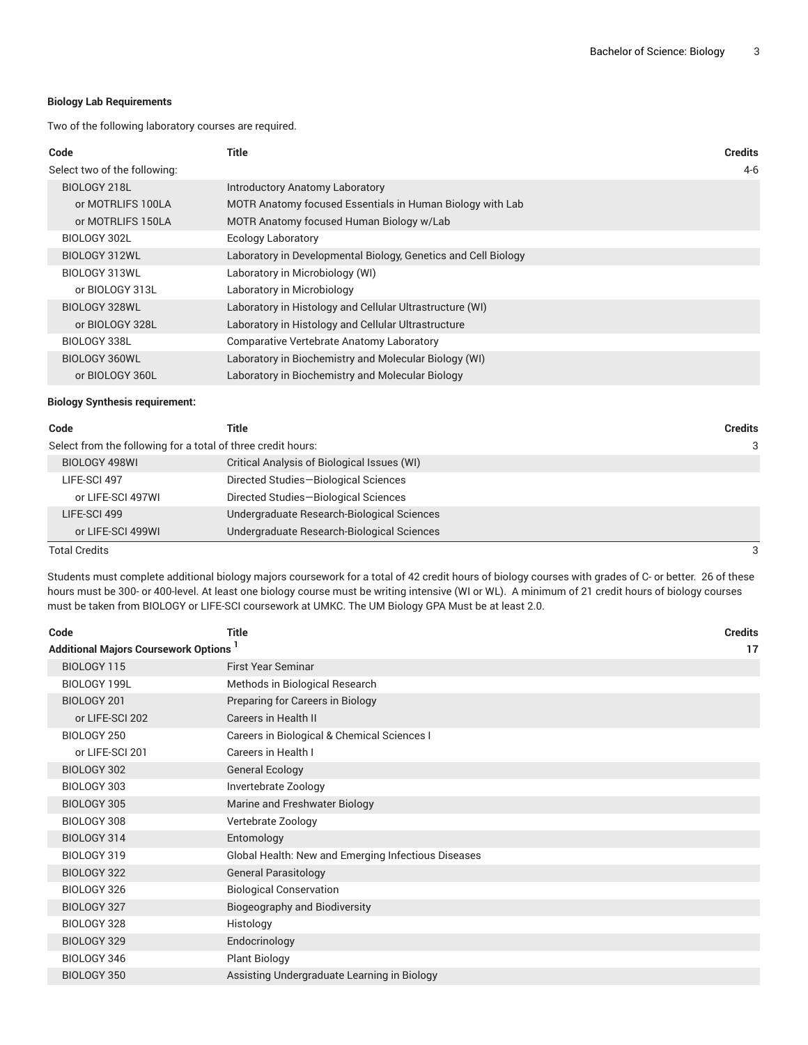**Biology Lab Requirements**

Two of the following laboratory courses are required.

| Code | Title | Credits |
|---|---|---|
| Select two of the following: | | 4-6 |
| BIOLOGY 218L | Introductory Anatomy Laboratory | |
| or MOTRLIFS 100LA | MOTR Anatomy focused Essentials in Human Biology with Lab | |
| or MOTRLIFS 150LA | MOTR Anatomy focused Human Biology w/Lab | |
| BIOLOGY 302L | Ecology Laboratory | |
| BIOLOGY 312WL | Laboratory in Developmental Biology, Genetics and Cell Biology | |
| BIOLOGY 313WL | Laboratory in Microbiology (WI) | |
| or BIOLOGY 313L | Laboratory in Microbiology | |
| BIOLOGY 328WL | Laboratory in Histology and Cellular Ultrastructure (WI) | |
| or BIOLOGY 328L | Laboratory in Histology and Cellular Ultrastructure | |
| BIOLOGY 338L | Comparative Vertebrate Anatomy Laboratory | |
| BIOLOGY 360WL | Laboratory in Biochemistry and Molecular Biology (WI) | |
| or BIOLOGY 360L | Laboratory in Biochemistry and Molecular Biology | |

**Biology Synthesis requirement:**

| Code | Title | Credits |
|---|---|---|
| Select from the following for a total of three credit hours: | | 3 |
| BIOLOGY 498WI | Critical Analysis of Biological Issues (WI) | |
| LIFE-SCI 497 | Directed Studies—Biological Sciences | |
| or LIFE-SCI 497WI | Directed Studies—Biological Sciences | |
| LIFE-SCI 499 | Undergraduate Research-Biological Sciences | |
| or LIFE-SCI 499WI | Undergraduate Research-Biological Sciences | |
| Total Credits | | 3 |

Students must complete additional biology majors coursework for a total of 42 credit hours of biology courses with grades of C- or better. 26 of these hours must be 300- or 400-level. At least one biology course must be writing intensive (WI or WL). A minimum of 21 credit hours of biology courses must be taken from BIOLOGY or LIFE-SCI coursework at UMKC. The UM Biology GPA Must be at least 2.0.

| Code | Title | Credits |
|---|---|---|
| **Additional Majors Coursework Options** [1] | | **17** |
| BIOLOGY 115 | First Year Seminar | |
| BIOLOGY 199L | Methods in Biological Research | |
| BIOLOGY 201 | Preparing for Careers in Biology | |
| or LIFE-SCI 202 | Careers in Health II | |
| BIOLOGY 250 | Careers in Biological & Chemical Sciences I | |
| or LIFE-SCI 201 | Careers in Health I | |
| BIOLOGY 302 | General Ecology | |
| BIOLOGY 303 | Invertebrate Zoology | |
| BIOLOGY 305 | Marine and Freshwater Biology | |
| BIOLOGY 308 | Vertebrate Zoology | |
| BIOLOGY 314 | Entomology | |
| BIOLOGY 319 | Global Health: New and Emerging Infectious Diseases | |
| BIOLOGY 322 | General Parasitology | |
| BIOLOGY 326 | Biological Conservation | |
| BIOLOGY 327 | Biogeography and Biodiversity | |
| BIOLOGY 328 | Histology | |
| BIOLOGY 329 | Endocrinology | |
| BIOLOGY 346 | Plant Biology | |
| BIOLOGY 350 | Assisting Undergraduate Learning in Biology | |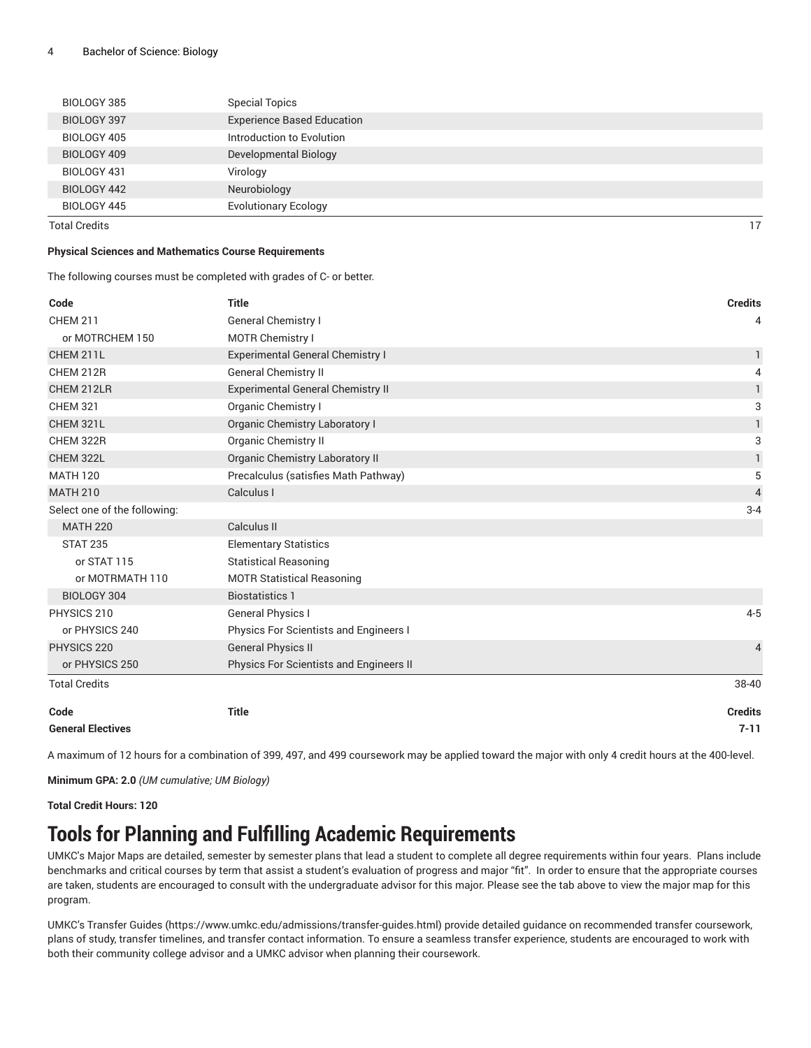| Code | Title | Credits |
|---|---|---|
| BIOLOGY 385 | Special Topics | |
| BIOLOGY 397 | Experience Based Education | |
| BIOLOGY 405 | Introduction to Evolution | |
| BIOLOGY 409 | Developmental Biology | |
| BIOLOGY 431 | Virology | |
| BIOLOGY 442 | Neurobiology | |
| BIOLOGY 445 | Evolutionary Ecology | |
| Total Credits | | 17 |

**Physical Sciences and Mathematics Course Requirements**

The following courses must be completed with grades of C- or better.

| Code | Title | Credits |
|---|---|---|
| CHEM 211 | General Chemistry I | 4 |
| or MOTRCHEM 150 | MOTR Chemistry I | |
| CHEM 211L | Experimental General Chemistry I | 1 |
| CHEM 212R | General Chemistry II | 4 |
| CHEM 212LR | Experimental General Chemistry II | 1 |
| CHEM 321 | Organic Chemistry I | 3 |
| CHEM 321L | Organic Chemistry Laboratory I | 1 |
| CHEM 322R | Organic Chemistry II | 3 |
| CHEM 322L | Organic Chemistry Laboratory II | 1 |
| MATH 120 | Precalculus (satisfies Math Pathway) | 5 |
| MATH 210 | Calculus I | 4 |
| Select one of the following: | | 3-4 |
| MATH 220 | Calculus II | |
| STAT 235 | Elementary Statistics | |
| or STAT 115 | Statistical Reasoning | |
| or MOTRMATH 110 | MOTR Statistical Reasoning | |
| BIOLOGY 304 | Biostatistics 1 | |
| PHYSICS 210 | General Physics I | 4-5 |
| or PHYSICS 240 | Physics For Scientists and Engineers I | |
| PHYSICS 220 | General Physics II | 4 |
| or PHYSICS 250 | Physics For Scientists and Engineers II | |
| Total Credits | | 38-40 |

| Code | Title | Credits |
|---|---|---|
| **General Electives** | | **7-11** |

A maximum of 12 hours for a combination of 399, 497, and 499 coursework may be applied toward the major with only 4 credit hours at the 400-level.

**Minimum GPA: 2.0** *(UM cumulative; UM Biology)*

**Total Credit Hours: 120**

# Tools for Planning and Fulfilling Academic Requirements

UMKC's Major Maps are detailed, semester by semester plans that lead a student to complete all degree requirements within four years. Plans include benchmarks and critical courses by term that assist a student's evaluation of progress and major "fit". In order to ensure that the appropriate courses are taken, students are encouraged to consult with the undergraduate advisor for this major. Please see the tab above to view the major map for this program.

UMKC's Transfer Guides (https://www.umkc.edu/admissions/transfer-guides.html) provide detailed guidance on recommended transfer coursework, plans of study, transfer timelines, and transfer contact information. To ensure a seamless transfer experience, students are encouraged to work with both their community college advisor and a UMKC advisor when planning their coursework.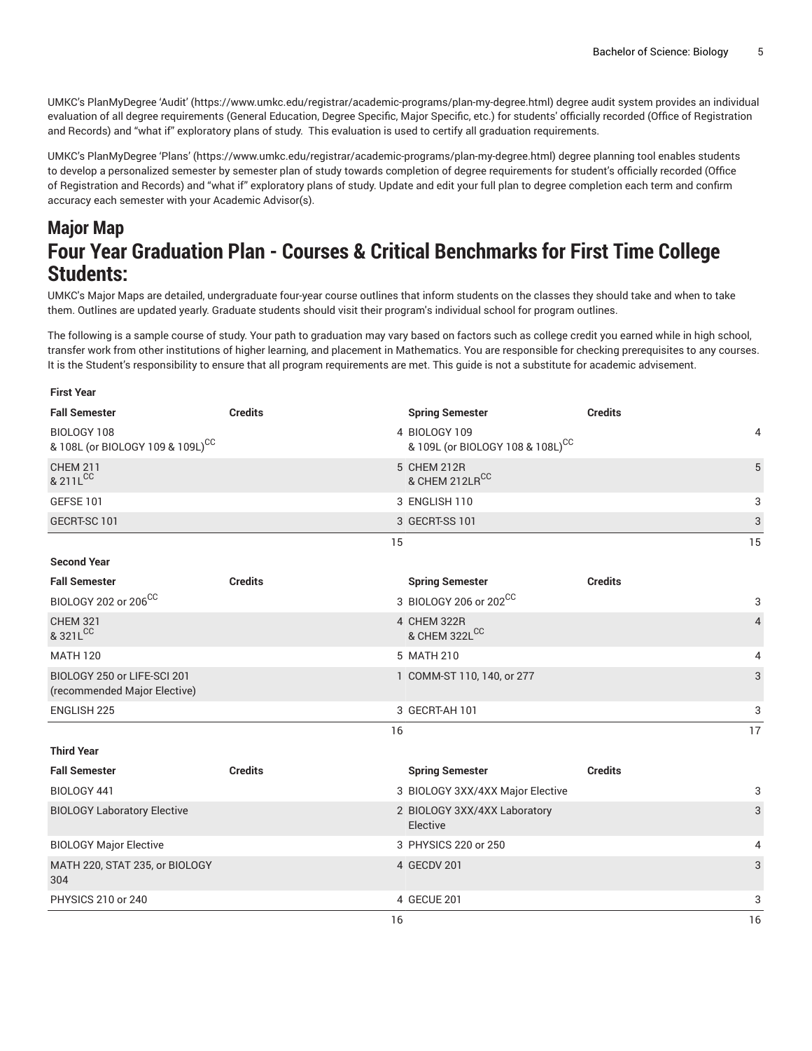UMKC's PlanMyDegree 'Audit' (https://www.umkc.edu/registrar/academic-programs/plan-my-degree.html) degree audit system provides an individual evaluation of all degree requirements (General Education, Degree Specific, Major Specific, etc.) for students' officially recorded (Office of Registration and Records) and "what if" exploratory plans of study. This evaluation is used to certify all graduation requirements.

UMKC's PlanMyDegree 'Plans' (https://www.umkc.edu/registrar/academic-programs/plan-my-degree.html) degree planning tool enables students to develop a personalized semester by semester plan of study towards completion of degree requirements for student's officially recorded (Office of Registration and Records) and "what if" exploratory plans of study. Update and edit your full plan to degree completion each term and confirm accuracy each semester with your Academic Advisor(s).

## Major Map

## Four Year Graduation Plan - Courses & Critical Benchmarks for First Time College Students:

UMKC's Major Maps are detailed, undergraduate four-year course outlines that inform students on the classes they should take and when to take them. Outlines are updated yearly. Graduate students should visit their program's individual school for program outlines.

The following is a sample course of study. Your path to graduation may vary based on factors such as college credit you earned while in high school, transfer work from other institutions of higher learning, and placement in Mathematics. You are responsible for checking prerequisites to any courses. It is the Student's responsibility to ensure that all program requirements are met. This guide is not a substitute for academic advisement.

| First Year | | | |
|---|---|---|---|
| **Fall Semester** | **Credits** | **Spring Semester** | **Credits** |
| BIOLOGY 108 & 108L (or BIOLOGY 109 & 109L)[CC] | 4 | BIOLOGY 109 & 109L (or BIOLOGY 108 & 108L)[CC] | 4 |
| CHEM 211 & 211L[CC] | 5 | CHEM 212R & CHEM 212LR[CC] | 5 |
| GEFSE 101 | 3 | ENGLISH 110 | 3 |
| GECRT-SC 101 | 3 | GECRT-SS 101 | 3 |
| | 15 | | 15 |
| **Second Year** | | | |
| **Fall Semester** | **Credits** | **Spring Semester** | **Credits** |
| BIOLOGY 202 or 206[CC] | 3 | BIOLOGY 206 or 202[CC] | 3 |
| CHEM 321 & 321L[CC] | 4 | CHEM 322R & CHEM 322L[CC] | 4 |
| MATH 120 | 5 | MATH 210 | 4 |
| BIOLOGY 250 or LIFE-SCI 201 (recommended Major Elective) | 1 | COMM-ST 110, 140, or 277 | 3 |
| ENGLISH 225 | 3 | GECRT-AH 101 | 3 |
| | 16 | | 17 |
| **Third Year** | | | |
| **Fall Semester** | **Credits** | **Spring Semester** | **Credits** |
| BIOLOGY 441 | 3 | BIOLOGY 3XX/4XX Major Elective | 3 |
| BIOLOGY Laboratory Elective | 2 | BIOLOGY 3XX/4XX Laboratory Elective | 3 |
| BIOLOGY Major Elective | 3 | PHYSICS 220 or 250 | 4 |
| MATH 220, STAT 235, or BIOLOGY 304 | 4 | GECDV 201 | 3 |
| PHYSICS 210 or 240 | 4 | GECUE 201 | 3 |
| | 16 | | 16 |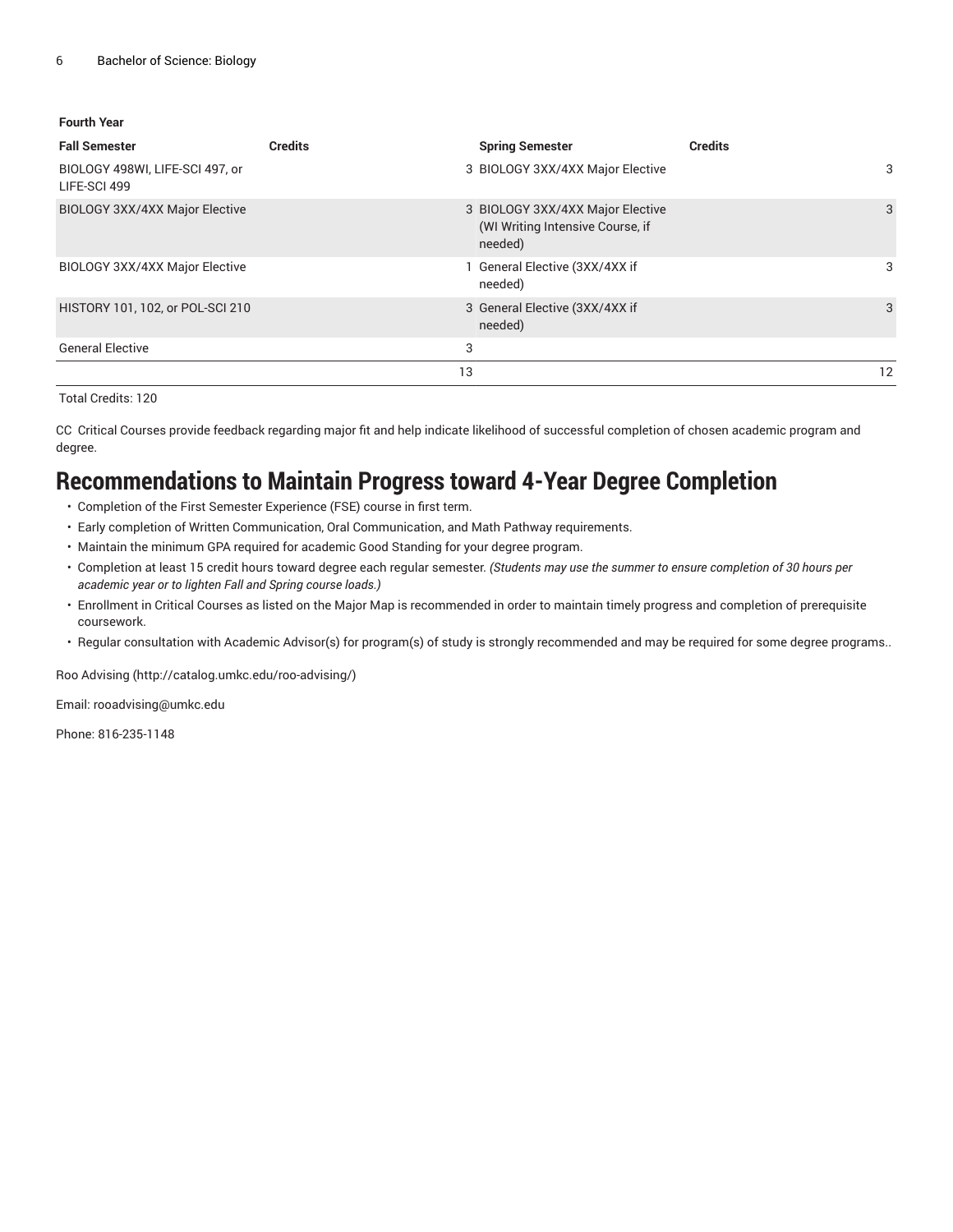**Fourth Year**

| Fall Semester | Credits | Spring Semester | Credits |
| --- | --- | --- | --- |
| BIOLOGY 498WI, LIFE-SCI 497, or LIFE-SCI 499 | 3 | BIOLOGY 3XX/4XX Major Elective | 3 |
| BIOLOGY 3XX/4XX Major Elective | 3 | BIOLOGY 3XX/4XX Major Elective (WI Writing Intensive Course, if needed) | 3 |
| BIOLOGY 3XX/4XX Major Elective | 1 | General Elective (3XX/4XX if needed) | 3 |
| HISTORY 101, 102, or POL-SCI 210 | 3 | General Elective (3XX/4XX if needed) | 3 |
| General Elective | 3 | | |
| | 13 | | 12 |

Total Credits: 120

CC Critical Courses provide feedback regarding major fit and help indicate likelihood of successful completion of chosen academic program and degree.

## Recommendations to Maintain Progress toward 4-Year Degree Completion

- Completion of the First Semester Experience (FSE) course in first term.
- Early completion of Written Communication, Oral Communication, and Math Pathway requirements.
- Maintain the minimum GPA required for academic Good Standing for your degree program.
- Completion at least 15 credit hours toward degree each regular semester. *(Students may use the summer to ensure completion of 30 hours per academic year or to lighten Fall and Spring course loads.)*
- Enrollment in Critical Courses as listed on the Major Map is recommended in order to maintain timely progress and completion of prerequisite coursework.
- Regular consultation with Academic Advisor(s) for program(s) of study is strongly recommended and may be required for some degree programs..

Roo Advising (http://catalog.umkc.edu/roo-advising/)

Email: rooadvising@umkc.edu

Phone: 816-235-1148